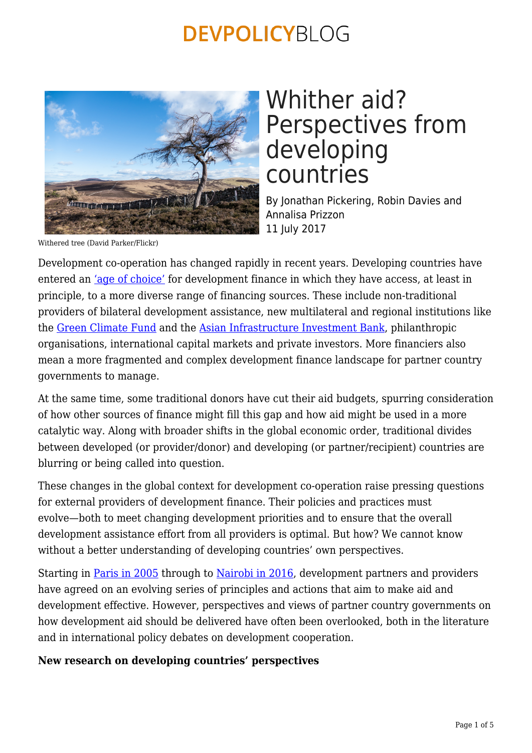DEVPOLICYBLOG

# Whither aid? Perspectives from developing countries

By Jonathan Pickering, Robin Davies and Annalisa Prizzon
11 July 2017

Withered tree (David Parker/Flickr)

Development co-operation has changed rapidly in recent years. Developing countries have entered an 'age of choice' for development finance in which they have access, at least in principle, to a more diverse range of financing sources. These include non-traditional providers of bilateral development assistance, new multilateral and regional institutions like the Green Climate Fund and the Asian Infrastructure Investment Bank, philanthropic organisations, international capital markets and private investors. More financiers also mean a more fragmented and complex development finance landscape for partner country governments to manage.

At the same time, some traditional donors have cut their aid budgets, spurring consideration of how other sources of finance might fill this gap and how aid might be used in a more catalytic way. Along with broader shifts in the global economic order, traditional divides between developed (or provider/donor) and developing (or partner/recipient) countries are blurring or being called into question.

These changes in the global context for development co-operation raise pressing questions for external providers of development finance. Their policies and practices must evolve—both to meet changing development priorities and to ensure that the overall development assistance effort from all providers is optimal. But how? We cannot know without a better understanding of developing countries' own perspectives.

Starting in Paris in 2005 through to Nairobi in 2016, development partners and providers have agreed on an evolving series of principles and actions that aim to make aid and development effective. However, perspectives and views of partner country governments on how development aid should be delivered have often been overlooked, both in the literature and in international policy debates on development cooperation.

**New research on developing countries' perspectives**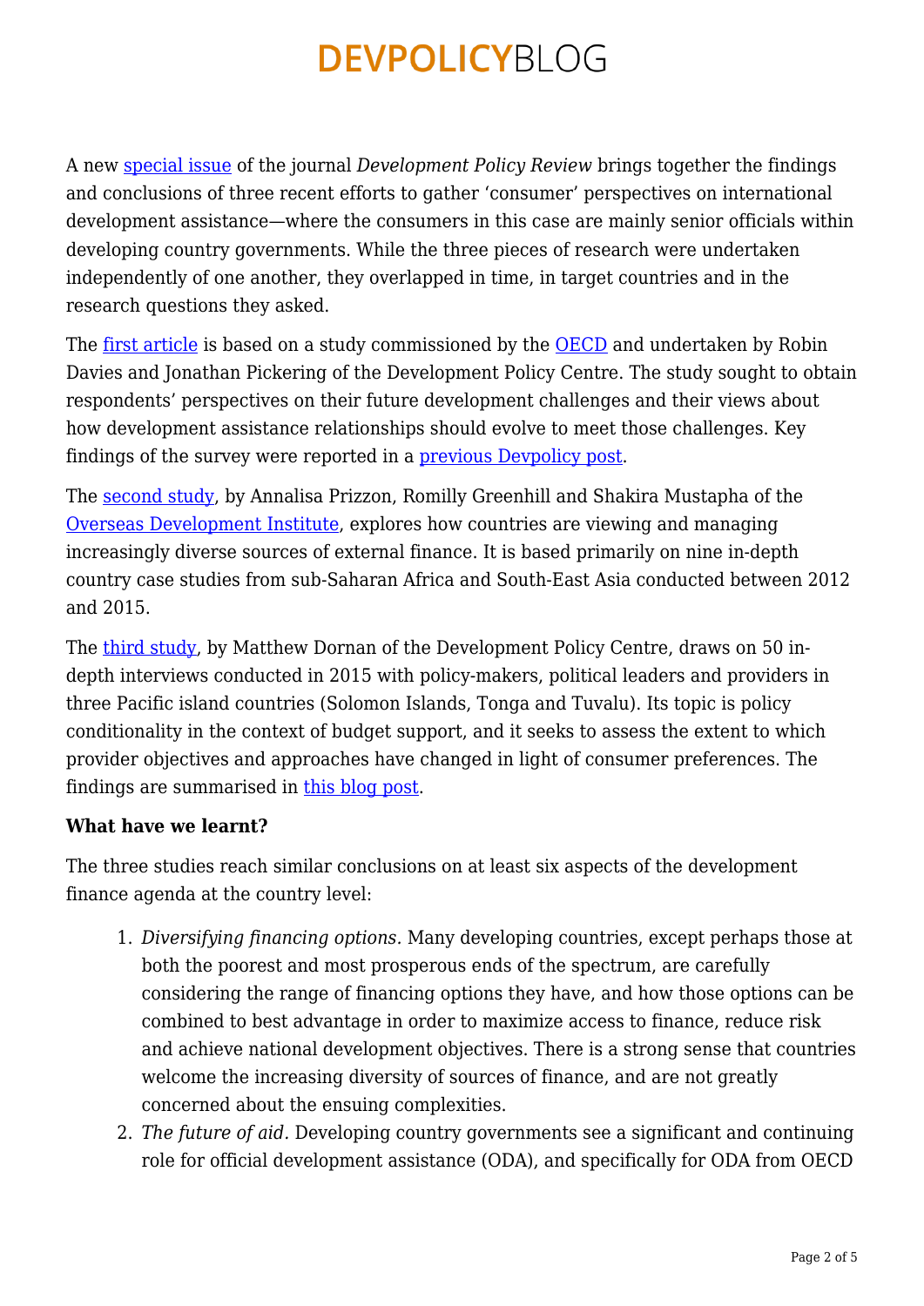A new special issue of the journal *Development Policy Review* brings together the findings and conclusions of three recent efforts to gather 'consumer' perspectives on international development assistance—where the consumers in this case are mainly senior officials within developing country governments. While the three pieces of research were undertaken independently of one another, they overlapped in time, in target countries and in the research questions they asked.

The first article is based on a study commissioned by the OECD and undertaken by Robin Davies and Jonathan Pickering of the Development Policy Centre. The study sought to obtain respondents' perspectives on their future development challenges and their views about how development assistance relationships should evolve to meet those challenges. Key findings of the survey were reported in a previous Devpolicy post.

The second study, by Annalisa Prizzon, Romilly Greenhill and Shakira Mustapha of the Overseas Development Institute, explores how countries are viewing and managing increasingly diverse sources of external finance. It is based primarily on nine in-depth country case studies from sub-Saharan Africa and South-East Asia conducted between 2012 and 2015.

The third study, by Matthew Dornan of the Development Policy Centre, draws on 50 in-depth interviews conducted in 2015 with policy-makers, political leaders and providers in three Pacific island countries (Solomon Islands, Tonga and Tuvalu). Its topic is policy conditionality in the context of budget support, and it seeks to assess the extent to which provider objectives and approaches have changed in light of consumer preferences. The findings are summarised in this blog post.

**What have we learnt?**

The three studies reach similar conclusions on at least six aspects of the development finance agenda at the country level:

1. *Diversifying financing options*. Many developing countries, except perhaps those at both the poorest and most prosperous ends of the spectrum, are carefully considering the range of financing options they have, and how those options can be combined to best advantage in order to maximize access to finance, reduce risk and achieve national development objectives. There is a strong sense that countries welcome the increasing diversity of sources of finance, and are not greatly concerned about the ensuing complexities.
2. *The future of aid.* Developing country governments see a significant and continuing role for official development assistance (ODA), and specifically for ODA from OECD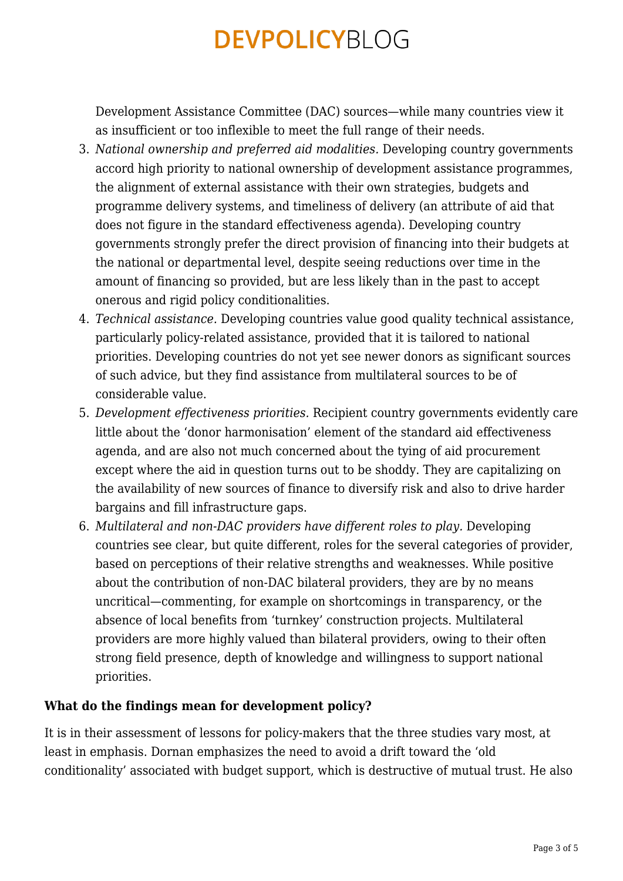Development Assistance Committee (DAC) sources—while many countries view it as insufficient or too inflexible to meet the full range of their needs.

3. *National ownership and preferred aid modalities.* Developing country governments accord high priority to national ownership of development assistance programmes, the alignment of external assistance with their own strategies, budgets and programme delivery systems, and timeliness of delivery (an attribute of aid that does not figure in the standard effectiveness agenda). Developing country governments strongly prefer the direct provision of financing into their budgets at the national or departmental level, despite seeing reductions over time in the amount of financing so provided, but are less likely than in the past to accept onerous and rigid policy conditionalities.
4. *Technical assistance.* Developing countries value good quality technical assistance, particularly policy-related assistance, provided that it is tailored to national priorities. Developing countries do not yet see newer donors as significant sources of such advice, but they find assistance from multilateral sources to be of considerable value.
5. *Development effectiveness priorities.* Recipient country governments evidently care little about the 'donor harmonisation' element of the standard aid effectiveness agenda, and are also not much concerned about the tying of aid procurement except where the aid in question turns out to be shoddy. They are capitalizing on the availability of new sources of finance to diversify risk and also to drive harder bargains and fill infrastructure gaps.
6. *Multilateral and non-DAC providers have different roles to play.* Developing countries see clear, but quite different, roles for the several categories of provider, based on perceptions of their relative strengths and weaknesses. While positive about the contribution of non-DAC bilateral providers, they are by no means uncritical—commenting, for example on shortcomings in transparency, or the absence of local benefits from 'turnkey' construction projects. Multilateral providers are more highly valued than bilateral providers, owing to their often strong field presence, depth of knowledge and willingness to support national priorities.

**What do the findings mean for development policy?**

It is in their assessment of lessons for policy-makers that the three studies vary most, at least in emphasis. Dornan emphasizes the need to avoid a drift toward the 'old conditionality' associated with budget support, which is destructive of mutual trust. He also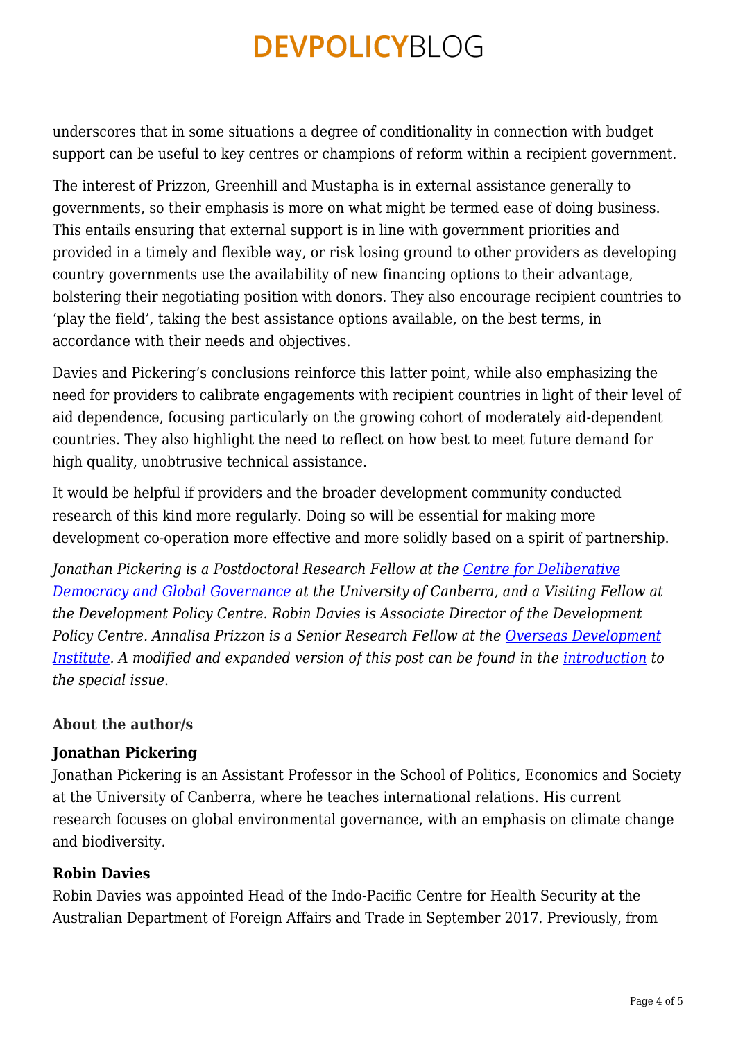underscores that in some situations a degree of conditionality in connection with budget support can be useful to key centres or champions of reform within a recipient government.

The interest of Prizzon, Greenhill and Mustapha is in external assistance generally to governments, so their emphasis is more on what might be termed ease of doing business. This entails ensuring that external support is in line with government priorities and provided in a timely and flexible way, or risk losing ground to other providers as developing country governments use the availability of new financing options to their advantage, bolstering their negotiating position with donors. They also encourage recipient countries to 'play the field', taking the best assistance options available, on the best terms, in accordance with their needs and objectives.

Davies and Pickering's conclusions reinforce this latter point, while also emphasizing the need for providers to calibrate engagements with recipient countries in light of their level of aid dependence, focusing particularly on the growing cohort of moderately aid-dependent countries. They also highlight the need to reflect on how best to meet future demand for high quality, unobtrusive technical assistance.

It would be helpful if providers and the broader development community conducted research of this kind more regularly. Doing so will be essential for making more development co-operation more effective and more solidly based on a spirit of partnership.

*Jonathan Pickering is a Postdoctoral Research Fellow at the [Centre for Deliberative Democracy and Global Governance] at the University of Canberra, and a Visiting Fellow at the Development Policy Centre. Robin Davies is Associate Director of the Development Policy Centre. Annalisa Prizzon is a Senior Research Fellow at the [Overseas Development Institute]. A modified and expanded version of this post can be found in the [introduction] to the special issue.*

### About the author/s

**Jonathan Pickering**
Jonathan Pickering is an Assistant Professor in the School of Politics, Economics and Society at the University of Canberra, where he teaches international relations. His current research focuses on global environmental governance, with an emphasis on climate change and biodiversity.

**Robin Davies**
Robin Davies was appointed Head of the Indo-Pacific Centre for Health Security at the Australian Department of Foreign Affairs and Trade in September 2017. Previously, from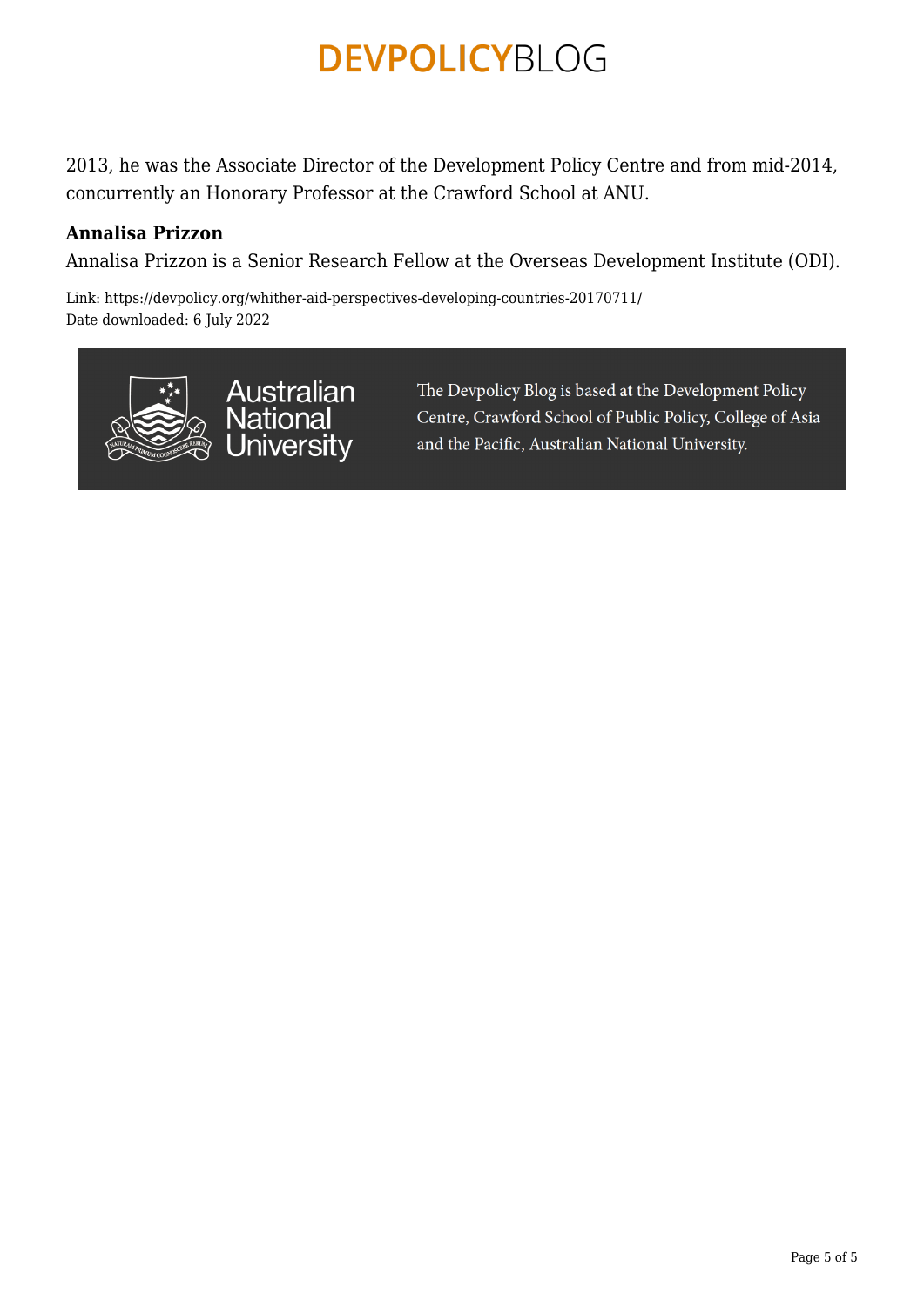2013, he was the Associate Director of the Development Policy Centre and from mid-2014, concurrently an Honorary Professor at the Crawford School at ANU.

**Annalisa Prizzon**

Annalisa Prizzon is a Senior Research Fellow at the Overseas Development Institute (ODI).

Link: https://devpolicy.org/whither-aid-perspectives-developing-countries-20170711/
Date downloaded: 6 July 2022

Australian National University

The Devpolicy Blog is based at the Development Policy Centre, Crawford School of Public Policy, College of Asia and the Pacific, Australian National University.